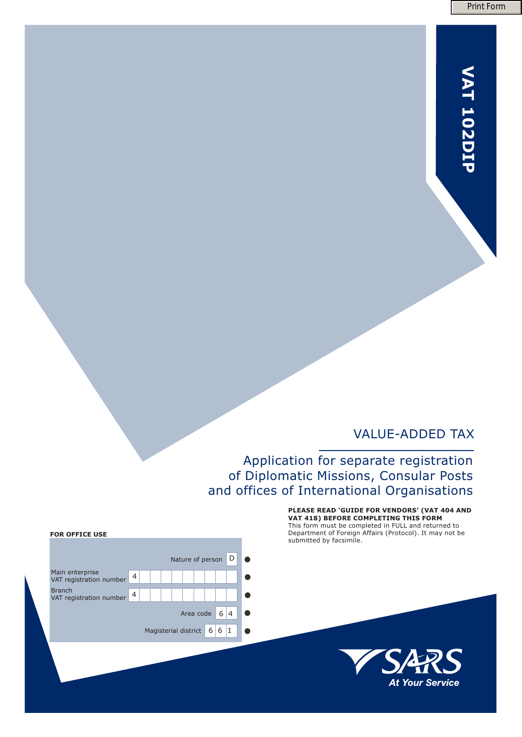Print Form

# VAT 102DIP

## VALUE-ADDED TAX

## Application for separate registration of Diplomatic Missions, Consular Posts and offices of International Organisations

**PLEASE READ 'GUIDE FOR VENDORS' (VAT 404 AND VAT 418) BEFORE COMPLETING THIS FORM**
This form must be completed in FULL and returned to Department of Foreign Affairs (Protocol). It may not be submitted by facsimile.

**FOR OFFICE USE**

| Field | Value |
|---|---|
| Nature of person | D |
| Main enterprise VAT registration number | 4 |
| Branch VAT registration number | 4 |
| Area code | 6 4 |
| Magisterial district | 6 6 1 |

SARS
*At Your Service*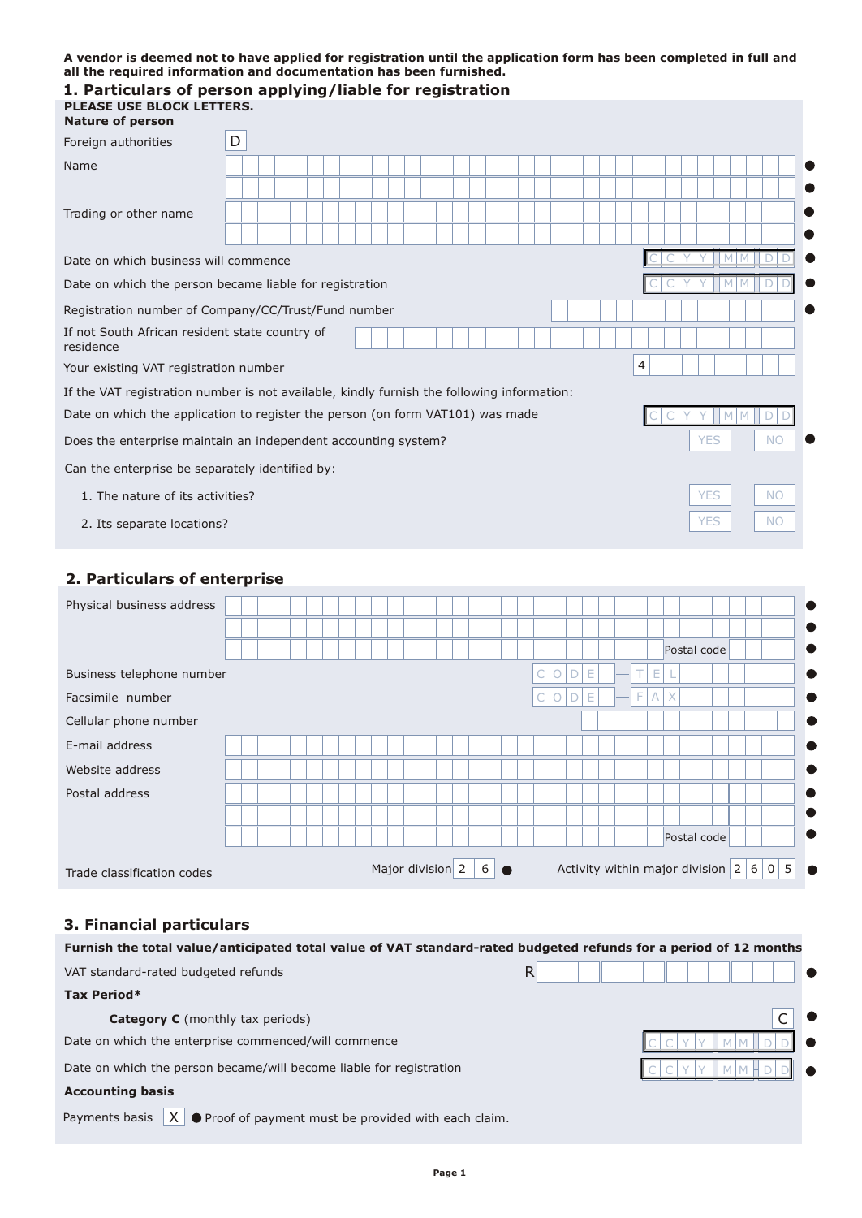**A vendor is deemed not to have applied for registration until the application form has been completed in full and all the required information and documentation has been furnished.**

## 1. Particulars of person applying/liable for registration

**PLEASE USE BLOCK LETTERS.**

**Nature of person**

| Field | Value |
|---|---|
| Foreign authorities | D |
| Name | |
| Trading or other name | |
| Date on which business will commence | CCYY MM DD |
| Date on which the person became liable for registration | CCYY MM DD |
| Registration number of Company/CC/Trust/Fund number | |
| If not South African resident state country of residence | |
| Your existing VAT registration number | 4 |

If the VAT registration number is not available, kindly furnish the following information:

| Field | Value |
|---|---|
| Date on which the application to register the person (on form VAT101) was made | CCYY MM DD |
| Does the enterprise maintain an independent accounting system? | YES / NO |

Can the enterprise be separately identified by:

| Field | Value |
|---|---|
| 1. The nature of its activities? | YES / NO |
| 2. Its separate locations? | YES / NO |

## 2. Particulars of enterprise

| Field | Value |
|---|---|
| Physical business address | |
| | |
| | Postal code |
| Business telephone number | CODE — TEL |
| Facsimile number | CODE — FAX |
| Cellular phone number | |
| E-mail address | |
| Website address | |
| Postal address | |
| | |
| | Postal code |

Trade classification codes — Major division: 2 6 — Activity within major division: 2 6 0 5

## 3. Financial particulars

**Furnish the total value/anticipated total value of VAT standard-rated budgeted refunds for a period of 12 months**

VAT standard-rated budgeted refunds: R

**Tax Period***

**Category C** (monthly tax periods): C

| Field | Value |
|---|---|
| Date on which the enterprise commenced/will commence | CCYY-MM-DD |
| Date on which the person became/will become liable for registration | CCYY-MM-DD |

**Accounting basis**

Payments basis: X — Proof of payment must be provided with each claim.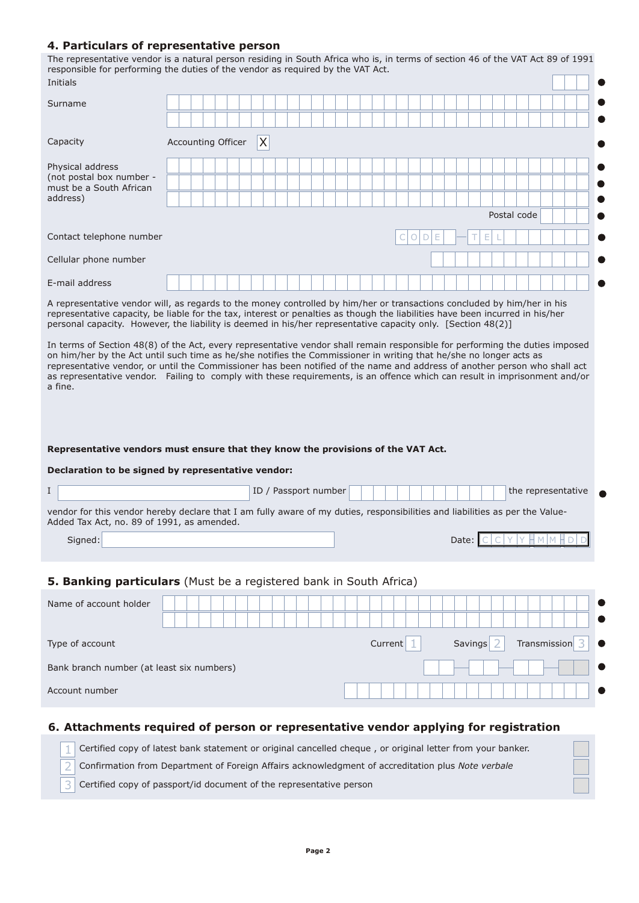## 4. Particulars of representative person

The representative vendor is a natural person residing in South Africa who is, in terms of section 46 of the VAT Act 89 of 1991 responsible for performing the duties of the vendor as required by the VAT Act.

| | |
|---|---|
| Initials | |
| Surname | |
| Capacity | Accounting Officer [X] |
| Physical address (not postal box number - must be a South African address) | |
| | Postal code |
| Contact telephone number | CODE – TEL |
| Cellular phone number | |
| E-mail address | |

A representative vendor will, as regards to the money controlled by him/her or transactions concluded by him/her in his representative capacity, be liable for the tax, interest or penalties as though the liabilities have been incurred in his/her personal capacity. However, the liability is deemed in his/her representative capacity only. [Section 48(2)]

In terms of Section 48(8) of the Act, every representative vendor shall remain responsible for performing the duties imposed on him/her by the Act until such time as he/she notifies the Commissioner in writing that he/she no longer acts as representative vendor, or until the Commissioner has been notified of the name and address of another person who shall act as representative vendor. Failing to comply with these requirements, is an offence which can result in imprisonment and/or a fine.

**Representative vendors must ensure that they know the provisions of the VAT Act.**

**Declaration to be signed by representative vendor:**

I ____________________ ID / Passport number ____________________ the representative vendor for this vendor hereby declare that I am fully aware of my duties, responsibilities and liabilities as per the Value-Added Tax Act, no. 89 of 1991, as amended.

Signed: ____________________ Date: CCYY-MM-DD

## 5. Banking particulars (Must be a registered bank in South Africa)

| | |
|---|---|
| Name of account holder | |
| Type of account | Current [1] Savings [2] Transmission [3] |
| Bank branch number (at least six numbers) | |
| Account number | |

## 6. Attachments required of person or representative vendor applying for registration

1. Certified copy of latest bank statement or original cancelled cheque , or original letter from your banker.
2. Confirmation from Department of Foreign Affairs acknowledgment of accreditation plus *Note verbale*
3. Certified copy of passport/id document of the representative person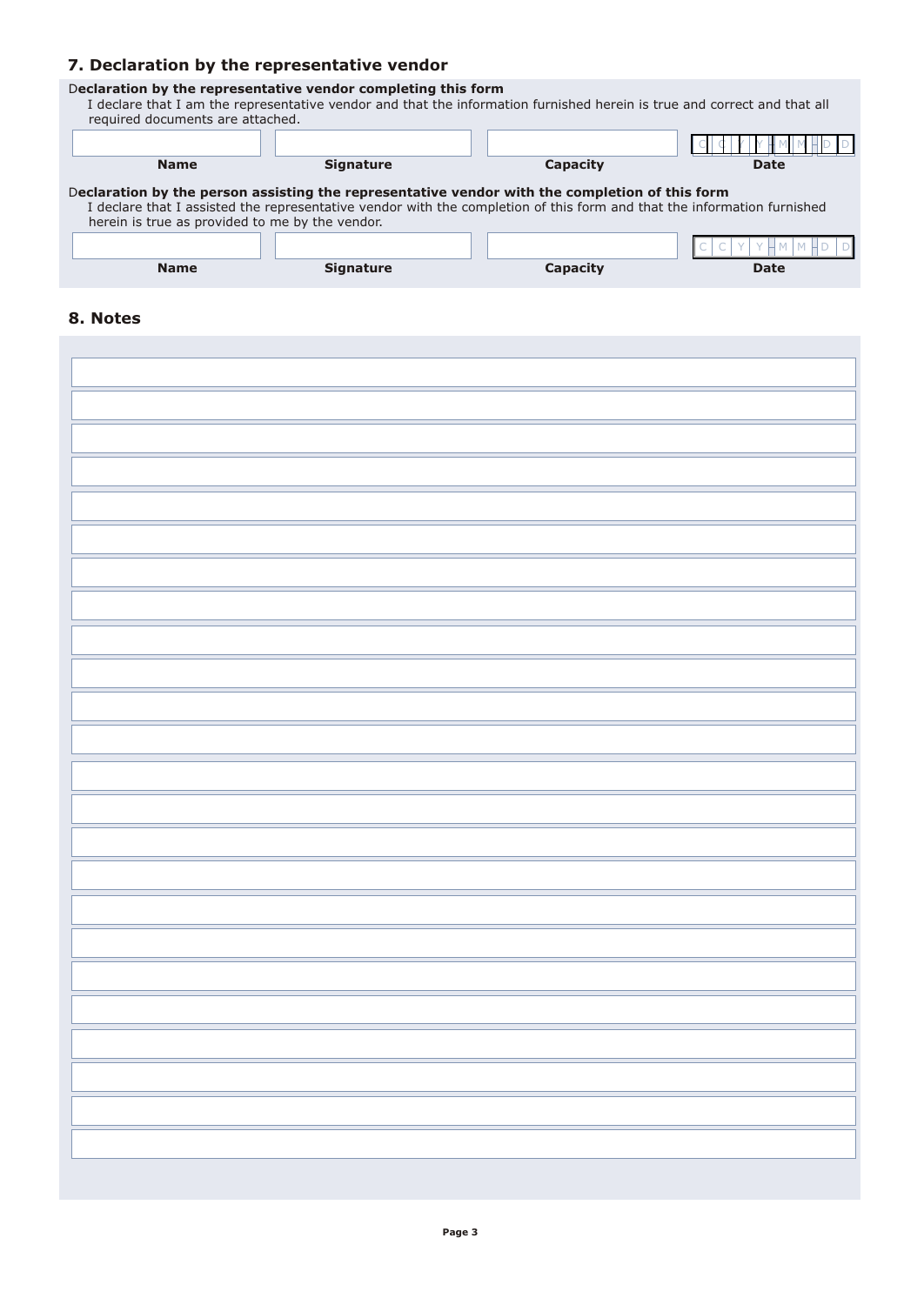## 7. Declaration by the representative vendor

**Declaration by the representative vendor completing this form**

I declare that I am the representative vendor and that the information furnished herein is true and correct and that all required documents are attached.

| | | | |
|---|---|---|---|
| | | | C C Y Y - M M - D D |
| **Name** | **Signature** | **Capacity** | **Date** |

**Declaration by the person assisting the representative vendor with the completion of this form**

I declare that I assisted the representative vendor with the completion of this form and that the information furnished herein is true as provided to me by the vendor.

| | | | |
|---|---|---|---|
| | | | C C Y Y - M M - D D |
| **Name** | **Signature** | **Capacity** | **Date** |

## 8. Notes